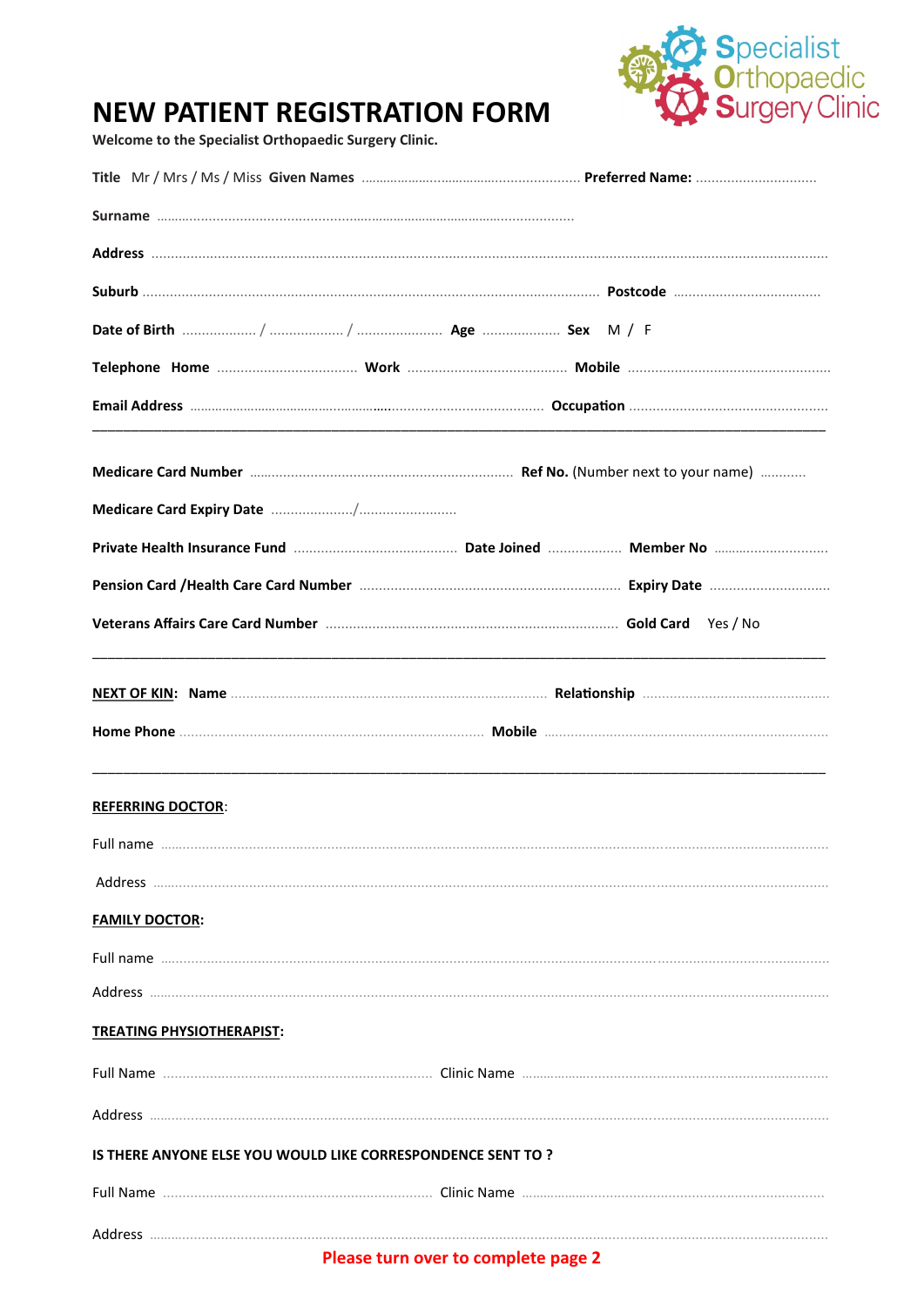Specialist Orthopaedic Surgery Clinic

# NEW PATIENT REGISTRATION FORM

**Welcome to the Specialist Orthopaedic Surgery Clinic.**

**Title** Mr / Mrs / Ms / Miss **Given Names** .......................................................... **Preferred Name:** ...............................

**Surname** ..............................................................................................................

**Address** ................................................................................................................................................................

**Suburb** .................................................................................................................... **Postcode** .....................................

**Date of Birth** ................... / .................. / ..................... **Age** .................... **Sex** M / F

**Telephone Home** .................................... **Work** ......................................... **Mobile** ....................................................

**Email Address** ............................................................................................ **Occupation** ...................................................

---

**Medicare Card Number** .................................................................... **Ref No.** (Number next to your name) ............

**Medicare Card Expiry Date** ...................../.........................

**Private Health Insurance Fund** .......................................... **Date Joined** ................... **Member No** .............................

**Pension Card /Health Care Card Number** ................................................................... **Expiry Date** ...............................

**Veterans Affairs Care Card Number** ........................................................................... **Gold Card** Yes / No

---

**NEXT OF KIN: Name** ................................................................................ **Relationship** ................................................

**Home Phone** ............................................................................ **Mobile** .........................................................................

---

**REFERRING DOCTOR**:

Full name ........................................................................................................................................................................

Address ..........................................................................................................................................................................

**FAMILY DOCTOR:**

Full name ........................................................................................................................................................................

Address ..........................................................................................................................................................................

**TREATING PHYSIOTHERAPIST:**

Full Name ..................................................................... Clinic Name ..............................................................................

Address ..........................................................................................................................................................................

**IS THERE ANYONE ELSE YOU WOULD LIKE CORRESPONDENCE SENT TO ?**

Full Name ..................................................................... Clinic Name ..............................................................................

Address ..........................................................................................................................................................................

**Please turn over to complete page 2**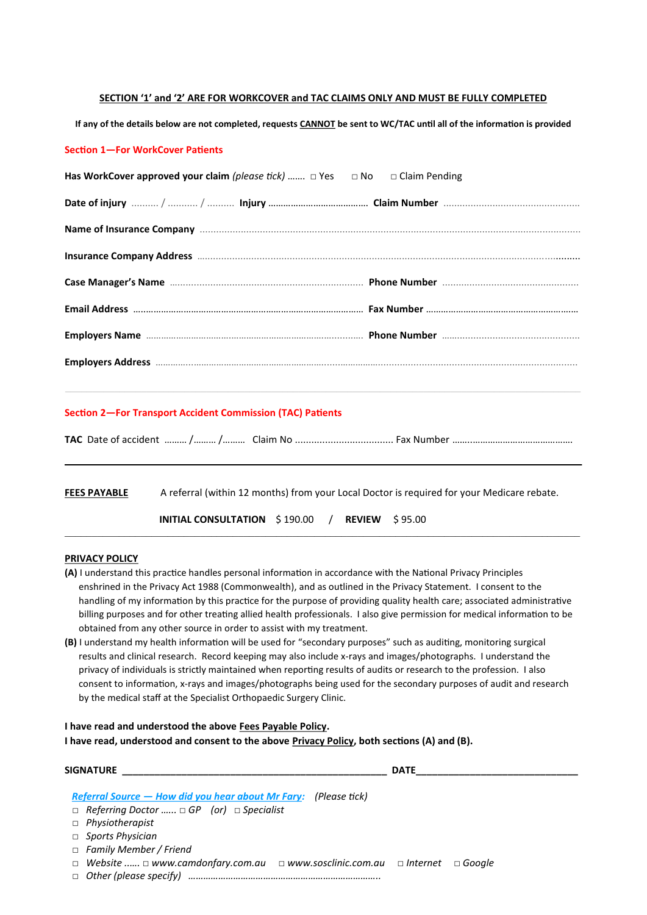**<u>SECTION '1' and '2' ARE FOR WORKCOVER and TAC CLAIMS ONLY AND MUST BE FULLY COMPLETED</u>**

**If any of the details below are not completed, requests <u>CANNOT</u> be sent to WC/TAC until all of the information is provided**

## Section 1—For WorkCover Patients

**Has WorkCover approved your claim** *(please tick)* ……. □ Yes □ No □ Claim Pending

**Date of injury** ………. / ……….. / ………. **Injury** ………………………………….. **Claim Number** …………………………………………….

**Name of Insurance Company** ……………………………………………………………………………………………………………

**Insurance Company Address** ……………………………………………………………………………………………………………

**Case Manager's Name** …………………………………………………………… **Phone Number** …………………………………………….

**Email Address** ……………………………………………………………………… **Fax Number** ……………………………………………………

**Employers Name** ………………………………………………………………… **Phone Number** …………………………………………….

**Employers Address** ………………………………………………………………………………………………………………………

## Section 2—For Transport Accident Commission (TAC) Patients

**TAC** Date of accident ……… /……… /……… Claim No ……………………………… Fax Number ……………………………………….

---

**<u>FEES PAYABLE</u>** A referral (within 12 months) from your Local Doctor is required for your Medicare rebate.

**INITIAL CONSULTATION** $ 190.00 / **REVIEW** $ 95.00

---

**<u>PRIVACY POLICY</u>**

**(A)** I understand this practice handles personal information in accordance with the National Privacy Principles enshrined in the Privacy Act 1988 (Commonwealth), and as outlined in the Privacy Statement. I consent to the handling of my information by this practice for the purpose of providing quality health care; associated administrative billing purposes and for other treating allied health professionals. I also give permission for medical information to be obtained from any other source in order to assist with my treatment.

**(B)** I understand my health information will be used for "secondary purposes" such as auditing, monitoring surgical results and clinical research. Record keeping may also include x-rays and images/photographs. I understand the privacy of individuals is strictly maintained when reporting results of audits or research to the profession. I also consent to information, x-rays and images/photographs being used for the secondary purposes of audit and research by the medical staff at the Specialist Orthopaedic Surgery Clinic.

**I have read and understood the above <u>Fees Payable Policy</u>.**
**I have read, understood and consent to the above <u>Privacy Policy</u>, both sections (A) and (B).**

**SIGNATURE** ______________________________________________ **DATE**____________________________

***<u>Referral Source — How did you hear about Mr Fary:</u>*** *(Please tick)*

- □ *Referring Doctor …… □ GP (or) □ Specialist*
- □ *Physiotherapist*
- □ *Sports Physician*
- □ *Family Member / Friend*
- □ *Website …… □ www.camdonfary.com.au □ www.sosclinic.com.au □ Internet □ Google*
- □ *Other (please specify)* ………………………………………………………………..